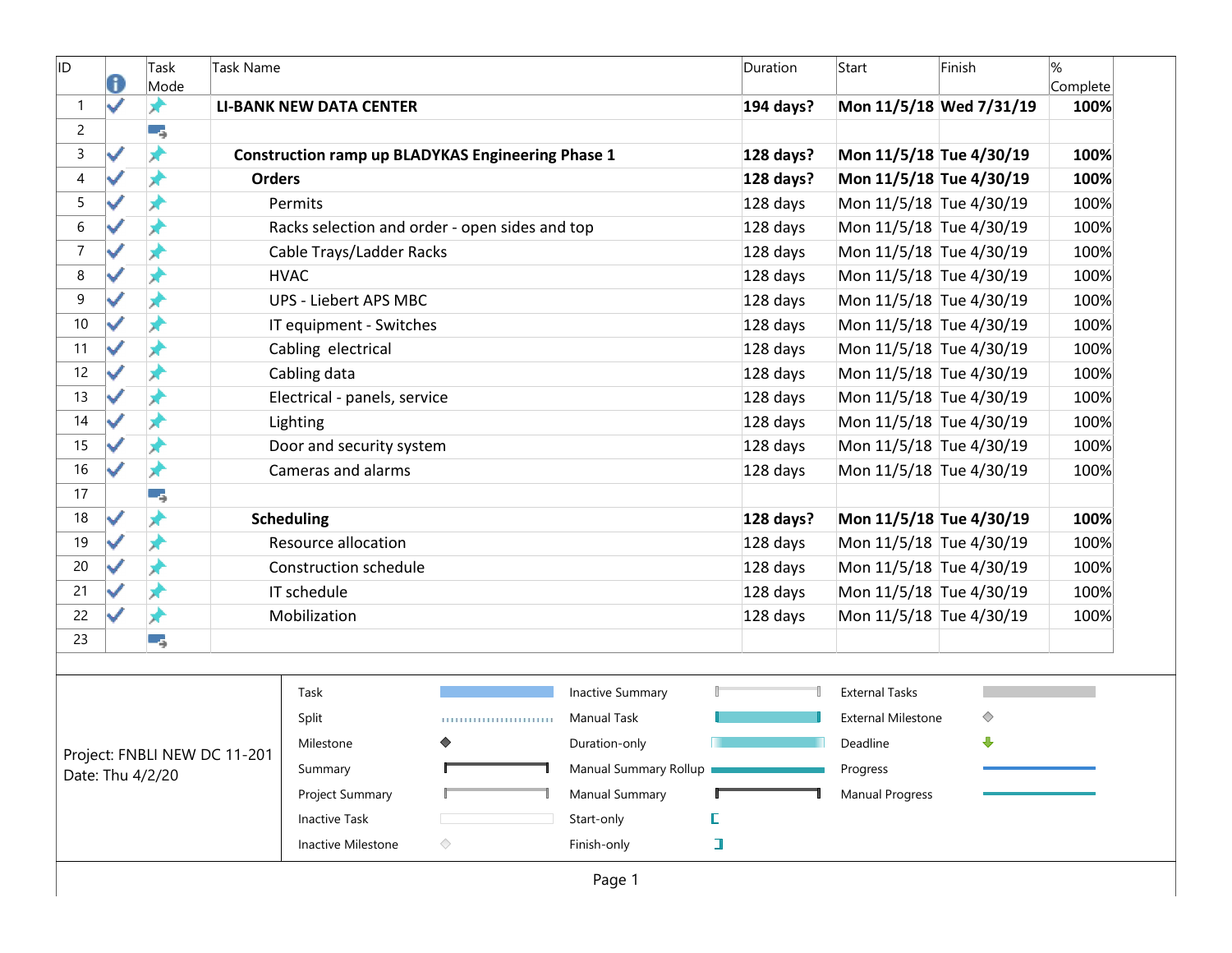| ID | | Task Mode | Task Name | Duration | Start | Finish | % Complete |
|---|---|---|---|---|---|---|---|
| 1 | | | **LI-BANK NEW DATA CENTER** | **194 days?** | **Mon 11/5/18** | **Wed 7/31/19** | **100%** |
| 2 | | | | | | | |
| 3 | | | **Construction ramp up BLADYKAS Engineering Phase 1** | **128 days?** | **Mon 11/5/18** | **Tue 4/30/19** | **100%** |
| 4 | | | **Orders** | **128 days?** | **Mon 11/5/18** | **Tue 4/30/19** | **100%** |
| 5 | | | Permits | 128 days | Mon 11/5/18 | Tue 4/30/19 | 100% |
| 6 | | | Racks selection and order - open sides and top | 128 days | Mon 11/5/18 | Tue 4/30/19 | 100% |
| 7 | | | Cable Trays/Ladder Racks | 128 days | Mon 11/5/18 | Tue 4/30/19 | 100% |
| 8 | | | HVAC | 128 days | Mon 11/5/18 | Tue 4/30/19 | 100% |
| 9 | | | UPS - Liebert APS MBC | 128 days | Mon 11/5/18 | Tue 4/30/19 | 100% |
| 10 | | | IT equipment - Switches | 128 days | Mon 11/5/18 | Tue 4/30/19 | 100% |
| 11 | | | Cabling electrical | 128 days | Mon 11/5/18 | Tue 4/30/19 | 100% |
| 12 | | | Cabling data | 128 days | Mon 11/5/18 | Tue 4/30/19 | 100% |
| 13 | | | Electrical - panels, service | 128 days | Mon 11/5/18 | Tue 4/30/19 | 100% |
| 14 | | | Lighting | 128 days | Mon 11/5/18 | Tue 4/30/19 | 100% |
| 15 | | | Door and security system | 128 days | Mon 11/5/18 | Tue 4/30/19 | 100% |
| 16 | | | Cameras and alarms | 128 days | Mon 11/5/18 | Tue 4/30/19 | 100% |
| 17 | | | | | | | |
| 18 | | | **Scheduling** | **128 days?** | **Mon 11/5/18** | **Tue 4/30/19** | **100%** |
| 19 | | | Resource allocation | 128 days | Mon 11/5/18 | Tue 4/30/19 | 100% |
| 20 | | | Construction schedule | 128 days | Mon 11/5/18 | Tue 4/30/19 | 100% |
| 21 | | | IT schedule | 128 days | Mon 11/5/18 | Tue 4/30/19 | 100% |
| 22 | | | Mobilization | 128 days | Mon 11/5/18 | Tue 4/30/19 | 100% |
| 23 | | | | | | | |

Project: FNBLI NEW DC 11-201
Date: Thu 4/2/20

| | | |
|---|---|---|
| Task | Inactive Summary | External Tasks |
| Split | Manual Task | External Milestone |
| Milestone | Duration-only | Deadline |
| Summary | Manual Summary Rollup | Progress |
| Project Summary | Manual Summary | Manual Progress |
| Inactive Task | Start-only | |
| Inactive Milestone | Finish-only | |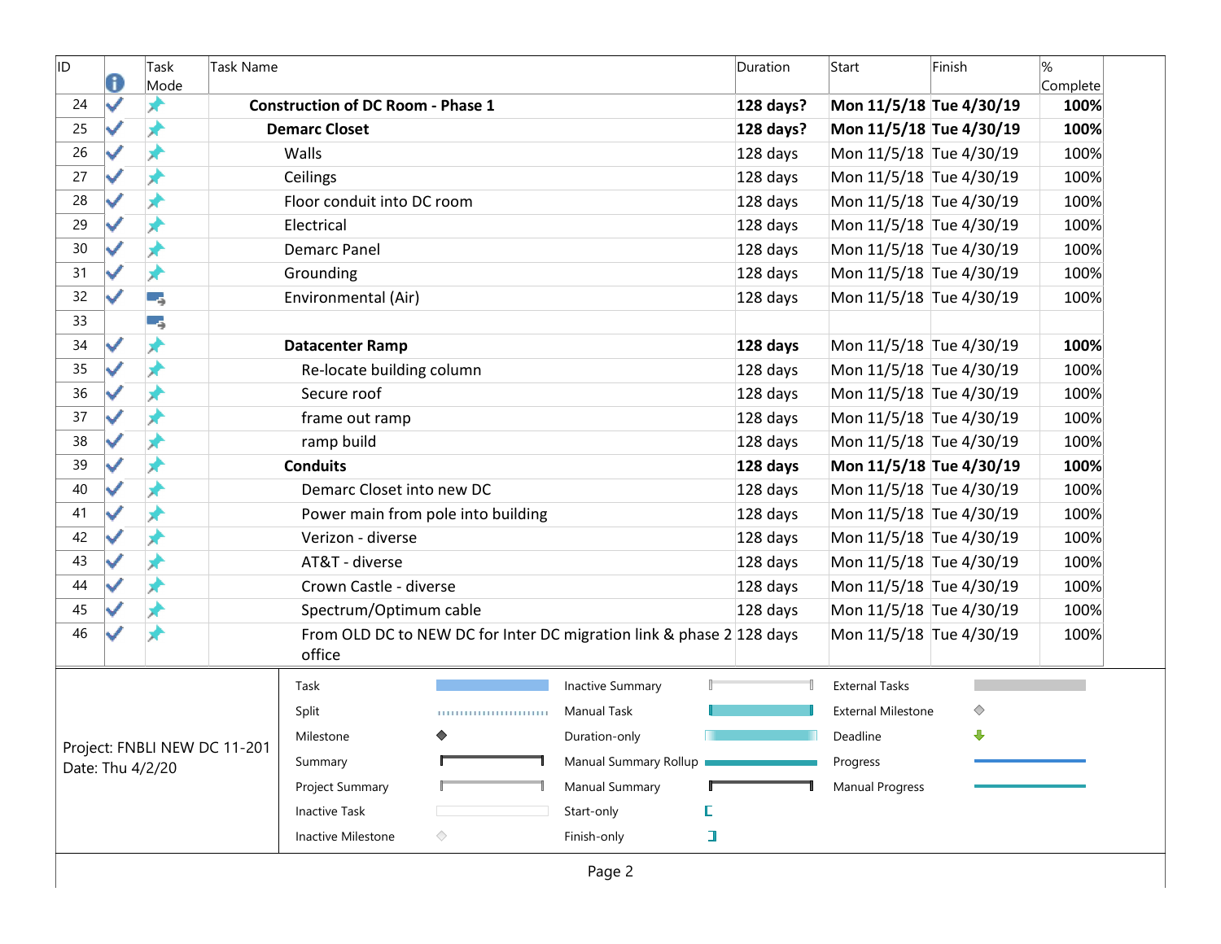| ID | Task Mode | Task Name | Duration | Start | Finish | % Complete |
|---|---|---|---|---|---|---|
| 24 | ✓ | **Construction of DC Room - Phase 1** | **128 days?** | **Mon 11/5/18** | **Tue 4/30/19** | **100%** |
| 25 | ✓ | **Demarc Closet** | **128 days?** | **Mon 11/5/18** | **Tue 4/30/19** | **100%** |
| 26 | ✓ | Walls | 128 days | Mon 11/5/18 | Tue 4/30/19 | 100% |
| 27 | ✓ | Ceilings | 128 days | Mon 11/5/18 | Tue 4/30/19 | 100% |
| 28 | ✓ | Floor conduit into DC room | 128 days | Mon 11/5/18 | Tue 4/30/19 | 100% |
| 29 | ✓ | Electrical | 128 days | Mon 11/5/18 | Tue 4/30/19 | 100% |
| 30 | ✓ | Demarc Panel | 128 days | Mon 11/5/18 | Tue 4/30/19 | 100% |
| 31 | ✓ | Grounding | 128 days | Mon 11/5/18 | Tue 4/30/19 | 100% |
| 32 | ✓ | Environmental (Air) | 128 days | Mon 11/5/18 | Tue 4/30/19 | 100% |
| 33 | | | | | | |
| 34 | ✓ | **Datacenter Ramp** | **128 days** | Mon 11/5/18 | Tue 4/30/19 | **100%** |
| 35 | ✓ | Re-locate building column | 128 days | Mon 11/5/18 | Tue 4/30/19 | 100% |
| 36 | ✓ | Secure roof | 128 days | Mon 11/5/18 | Tue 4/30/19 | 100% |
| 37 | ✓ | frame out ramp | 128 days | Mon 11/5/18 | Tue 4/30/19 | 100% |
| 38 | ✓ | ramp build | 128 days | Mon 11/5/18 | Tue 4/30/19 | 100% |
| 39 | ✓ | **Conduits** | **128 days** | **Mon 11/5/18** | **Tue 4/30/19** | **100%** |
| 40 | ✓ | Demarc Closet into new DC | 128 days | Mon 11/5/18 | Tue 4/30/19 | 100% |
| 41 | ✓ | Power main from pole into building | 128 days | Mon 11/5/18 | Tue 4/30/19 | 100% |
| 42 | ✓ | Verizon - diverse | 128 days | Mon 11/5/18 | Tue 4/30/19 | 100% |
| 43 | ✓ | AT&T - diverse | 128 days | Mon 11/5/18 | Tue 4/30/19 | 100% |
| 44 | ✓ | Crown Castle - diverse | 128 days | Mon 11/5/18 | Tue 4/30/19 | 100% |
| 45 | ✓ | Spectrum/Optimum cable | 128 days | Mon 11/5/18 | Tue 4/30/19 | 100% |
| 46 | ✓ | From OLD DC to NEW DC for Inter DC migration link & phase 2 office | 128 days | Mon 11/5/18 | Tue 4/30/19 | 100% |

Project: FNBLI NEW DC 11-201
Date: Thu 4/2/20

| Legend | | |
|---|---|---|
| Task | Inactive Summary | External Tasks |
| Split | Manual Task | External Milestone |
| Milestone | Duration-only | Deadline |
| Summary | Manual Summary Rollup | Progress |
| Project Summary | Manual Summary | Manual Progress |
| Inactive Task | Start-only | |
| Inactive Milestone | Finish-only | |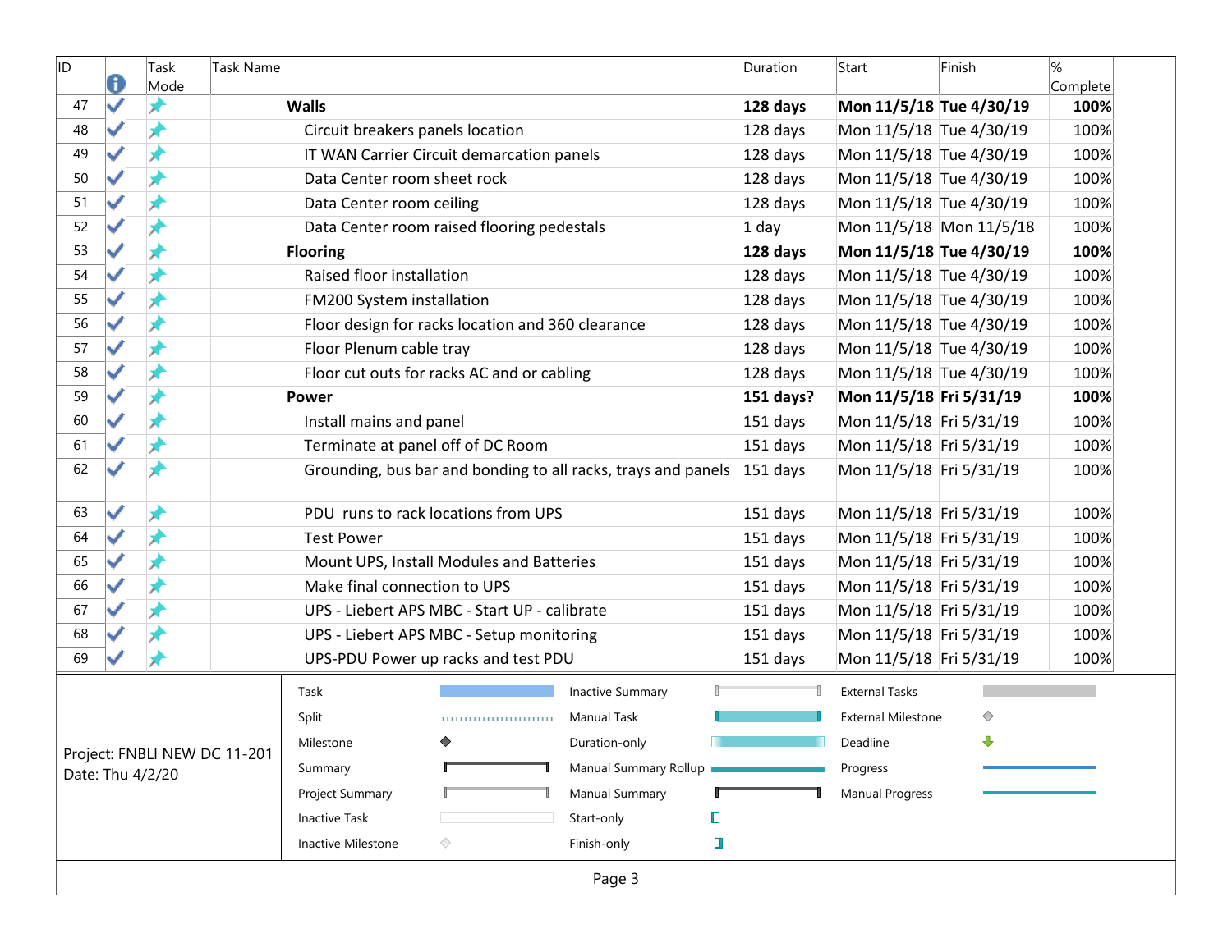| ID | | Task Mode | Task Name | Duration | Start | Finish | % Complete |
|---|---|---|---|---|---|---|---|
| 47 | ✓ | | **Walls** | **128 days** | **Mon 11/5/18** | **Tue 4/30/19** | **100%** |
| 48 | ✓ | | Circuit breakers panels location | 128 days | Mon 11/5/18 | Tue 4/30/19 | 100% |
| 49 | ✓ | | IT WAN Carrier Circuit demarcation panels | 128 days | Mon 11/5/18 | Tue 4/30/19 | 100% |
| 50 | ✓ | | Data Center room sheet rock | 128 days | Mon 11/5/18 | Tue 4/30/19 | 100% |
| 51 | ✓ | | Data Center room ceiling | 128 days | Mon 11/5/18 | Tue 4/30/19 | 100% |
| 52 | ✓ | | Data Center room raised flooring pedestals | 1 day | Mon 11/5/18 | Mon 11/5/18 | 100% |
| 53 | ✓ | | **Flooring** | **128 days** | **Mon 11/5/18** | **Tue 4/30/19** | **100%** |
| 54 | ✓ | | Raised floor installation | 128 days | Mon 11/5/18 | Tue 4/30/19 | 100% |
| 55 | ✓ | | FM200 System installation | 128 days | Mon 11/5/18 | Tue 4/30/19 | 100% |
| 56 | ✓ | | Floor design for racks location and 360 clearance | 128 days | Mon 11/5/18 | Tue 4/30/19 | 100% |
| 57 | ✓ | | Floor Plenum cable tray | 128 days | Mon 11/5/18 | Tue 4/30/19 | 100% |
| 58 | ✓ | | Floor cut outs for racks AC and or cabling | 128 days | Mon 11/5/18 | Tue 4/30/19 | 100% |
| 59 | ✓ | | **Power** | **151 days?** | **Mon 11/5/18** | **Fri 5/31/19** | **100%** |
| 60 | ✓ | | Install mains and panel | 151 days | Mon 11/5/18 | Fri 5/31/19 | 100% |
| 61 | ✓ | | Terminate at panel off of DC Room | 151 days | Mon 11/5/18 | Fri 5/31/19 | 100% |
| 62 | ✓ | | Grounding, bus bar and bonding to all racks, trays and panels | 151 days | Mon 11/5/18 | Fri 5/31/19 | 100% |
| 63 | ✓ | | PDU runs to rack locations from UPS | 151 days | Mon 11/5/18 | Fri 5/31/19 | 100% |
| 64 | ✓ | | Test Power | 151 days | Mon 11/5/18 | Fri 5/31/19 | 100% |
| 65 | ✓ | | Mount UPS, Install Modules and Batteries | 151 days | Mon 11/5/18 | Fri 5/31/19 | 100% |
| 66 | ✓ | | Make final connection to UPS | 151 days | Mon 11/5/18 | Fri 5/31/19 | 100% |
| 67 | ✓ | | UPS - Liebert APS MBC - Start UP - calibrate | 151 days | Mon 11/5/18 | Fri 5/31/19 | 100% |
| 68 | ✓ | | UPS - Liebert APS MBC - Setup monitoring | 151 days | Mon 11/5/18 | Fri 5/31/19 | 100% |
| 69 | ✓ | | UPS-PDU Power up racks and test PDU | 151 days | Mon 11/5/18 | Fri 5/31/19 | 100% |

Project: FNBLI NEW DC 11-201
Date: Thu 4/2/20

| | | |
|---|---|---|
| Task | Inactive Summary | External Tasks |
| Split | Manual Task | External Milestone |
| Milestone | Duration-only | Deadline |
| Summary | Manual Summary Rollup | Progress |
| Project Summary | Manual Summary | Manual Progress |
| Inactive Task | Start-only | |
| Inactive Milestone | Finish-only | |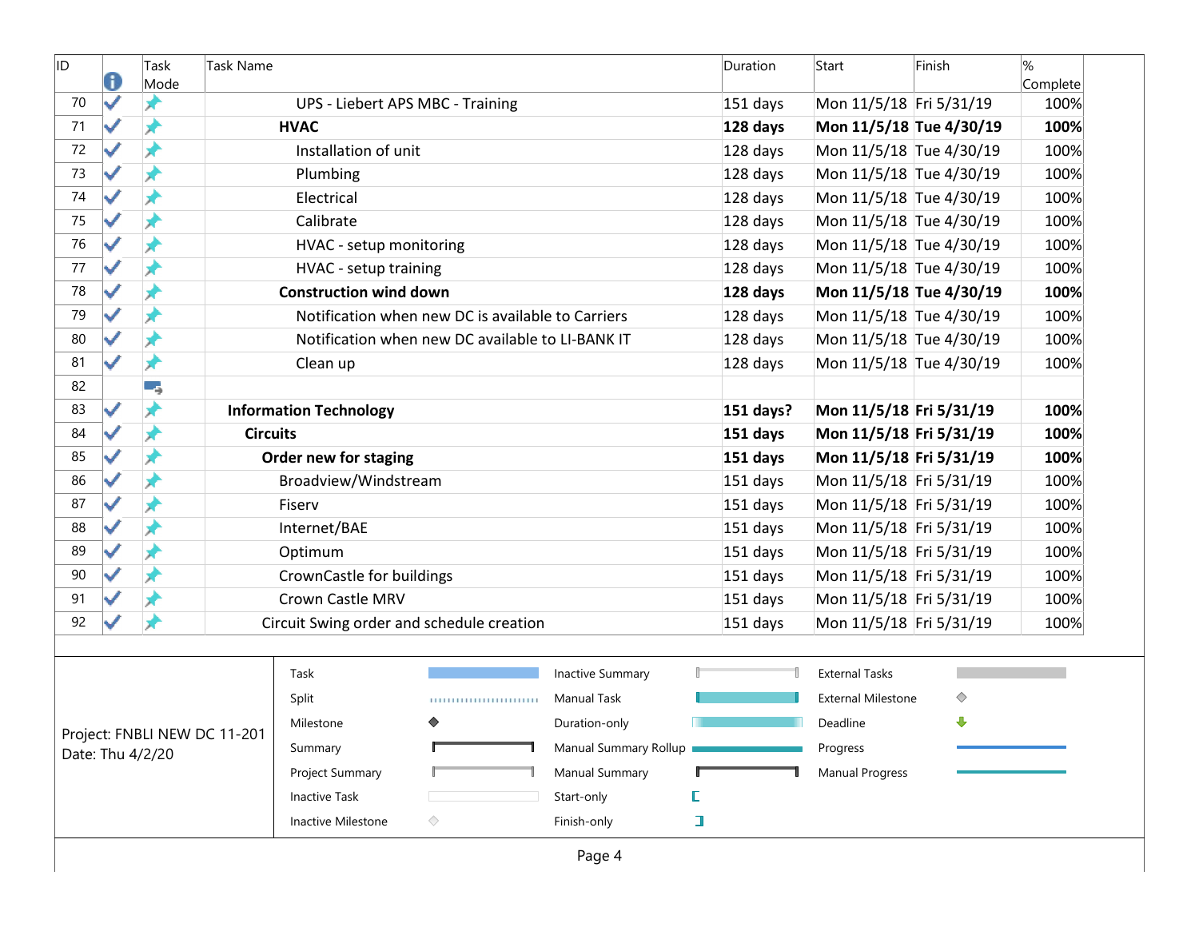| ID | Indicators | Task Mode | Task Name | Duration | Start | Finish | % Complete |
|---|---|---|---|---|---|---|---|
| 70 | ✓ | | UPS - Liebert APS MBC - Training | 151 days | Mon 11/5/18 | Fri 5/31/19 | 100% |
| 71 | ✓ | | **HVAC** | **128 days** | **Mon 11/5/18** | **Tue 4/30/19** | **100%** |
| 72 | ✓ | | Installation of unit | 128 days | Mon 11/5/18 | Tue 4/30/19 | 100% |
| 73 | ✓ | | Plumbing | 128 days | Mon 11/5/18 | Tue 4/30/19 | 100% |
| 74 | ✓ | | Electrical | 128 days | Mon 11/5/18 | Tue 4/30/19 | 100% |
| 75 | ✓ | | Calibrate | 128 days | Mon 11/5/18 | Tue 4/30/19 | 100% |
| 76 | ✓ | | HVAC - setup monitoring | 128 days | Mon 11/5/18 | Tue 4/30/19 | 100% |
| 77 | ✓ | | HVAC - setup training | 128 days | Mon 11/5/18 | Tue 4/30/19 | 100% |
| 78 | ✓ | | **Construction wind down** | **128 days** | **Mon 11/5/18** | **Tue 4/30/19** | **100%** |
| 79 | ✓ | | Notification when new DC is available to Carriers | 128 days | Mon 11/5/18 | Tue 4/30/19 | 100% |
| 80 | ✓ | | Notification when new DC available to LI-BANK IT | 128 days | Mon 11/5/18 | Tue 4/30/19 | 100% |
| 81 | ✓ | | Clean up | 128 days | Mon 11/5/18 | Tue 4/30/19 | 100% |
| 82 | | | | | | | |
| 83 | ✓ | | **Information Technology** | **151 days?** | **Mon 11/5/18** | **Fri 5/31/19** | **100%** |
| 84 | ✓ | | **Circuits** | **151 days** | **Mon 11/5/18** | **Fri 5/31/19** | **100%** |
| 85 | ✓ | | **Order new for staging** | **151 days** | **Mon 11/5/18** | **Fri 5/31/19** | **100%** |
| 86 | ✓ | | Broadview/Windstream | 151 days | Mon 11/5/18 | Fri 5/31/19 | 100% |
| 87 | ✓ | | Fiserv | 151 days | Mon 11/5/18 | Fri 5/31/19 | 100% |
| 88 | ✓ | | Internet/BAE | 151 days | Mon 11/5/18 | Fri 5/31/19 | 100% |
| 89 | ✓ | | Optimum | 151 days | Mon 11/5/18 | Fri 5/31/19 | 100% |
| 90 | ✓ | | CrownCastle for buildings | 151 days | Mon 11/5/18 | Fri 5/31/19 | 100% |
| 91 | ✓ | | Crown Castle MRV | 151 days | Mon 11/5/18 | Fri 5/31/19 | 100% |
| 92 | ✓ | | Circuit Swing order and schedule creation | 151 days | Mon 11/5/18 | Fri 5/31/19 | 100% |

Project: FNBLI NEW DC 11-201
Date: Thu 4/2/20

| | | |
|---|---|---|
| Task | Inactive Summary | External Tasks |
| Split | Manual Task | External Milestone |
| Milestone | Duration-only | Deadline |
| Summary | Manual Summary Rollup | Progress |
| Project Summary | Manual Summary | Manual Progress |
| Inactive Task | Start-only | |
| Inactive Milestone | Finish-only | |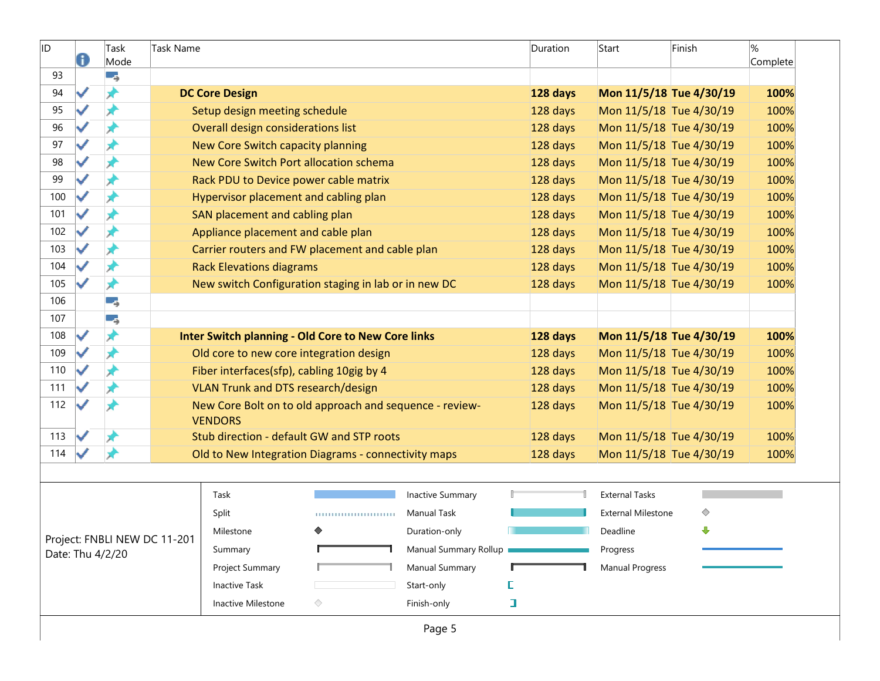| ID | Indicators | Task Mode | Task Name | Duration | Start | Finish | % Complete |
|---|---|---|---|---|---|---|---|
| 93 | | | | | | | |
| 94 | ✓ | | **DC Core Design** | **128 days** | **Mon 11/5/18** | **Tue 4/30/19** | **100%** |
| 95 | ✓ | | Setup design meeting schedule | 128 days | Mon 11/5/18 | Tue 4/30/19 | 100% |
| 96 | ✓ | | Overall design considerations list | 128 days | Mon 11/5/18 | Tue 4/30/19 | 100% |
| 97 | ✓ | | New Core Switch capacity planning | 128 days | Mon 11/5/18 | Tue 4/30/19 | 100% |
| 98 | ✓ | | New Core Switch Port allocation schema | 128 days | Mon 11/5/18 | Tue 4/30/19 | 100% |
| 99 | ✓ | | Rack PDU to Device power cable matrix | 128 days | Mon 11/5/18 | Tue 4/30/19 | 100% |
| 100 | ✓ | | Hypervisor placement and cabling plan | 128 days | Mon 11/5/18 | Tue 4/30/19 | 100% |
| 101 | ✓ | | SAN placement and cabling plan | 128 days | Mon 11/5/18 | Tue 4/30/19 | 100% |
| 102 | ✓ | | Appliance placement and cable plan | 128 days | Mon 11/5/18 | Tue 4/30/19 | 100% |
| 103 | ✓ | | Carrier routers and FW placement and cable plan | 128 days | Mon 11/5/18 | Tue 4/30/19 | 100% |
| 104 | ✓ | | Rack Elevations diagrams | 128 days | Mon 11/5/18 | Tue 4/30/19 | 100% |
| 105 | ✓ | | New switch Configuration staging in lab or in new DC | 128 days | Mon 11/5/18 | Tue 4/30/19 | 100% |
| 106 | | | | | | | |
| 107 | | | | | | | |
| 108 | ✓ | | **Inter Switch planning - Old Core to New Core links** | **128 days** | **Mon 11/5/18** | **Tue 4/30/19** | **100%** |
| 109 | ✓ | | Old core to new core integration design | 128 days | Mon 11/5/18 | Tue 4/30/19 | 100% |
| 110 | ✓ | | Fiber interfaces(sfp), cabling 10gig by 4 | 128 days | Mon 11/5/18 | Tue 4/30/19 | 100% |
| 111 | ✓ | | VLAN Trunk and DTS research/design | 128 days | Mon 11/5/18 | Tue 4/30/19 | 100% |
| 112 | ✓ | | New Core Bolt on to old approach and sequence - review-VENDORS | 128 days | Mon 11/5/18 | Tue 4/30/19 | 100% |
| 113 | ✓ | | Stub direction - default GW and STP roots | 128 days | Mon 11/5/18 | Tue 4/30/19 | 100% |
| 114 | ✓ | | Old to New Integration Diagrams - connectivity maps | 128 days | Mon 11/5/18 | Tue 4/30/19 | 100% |

Project: FNBLI NEW DC 11-201
Date: Thu 4/2/20

| Legend | | |
|---|---|---|
| Task | Inactive Summary | External Tasks |
| Split | Manual Task | External Milestone |
| Milestone | Duration-only | Deadline |
| Summary | Manual Summary Rollup | Progress |
| Project Summary | Manual Summary | Manual Progress |
| Inactive Task | Start-only | |
| Inactive Milestone | Finish-only | |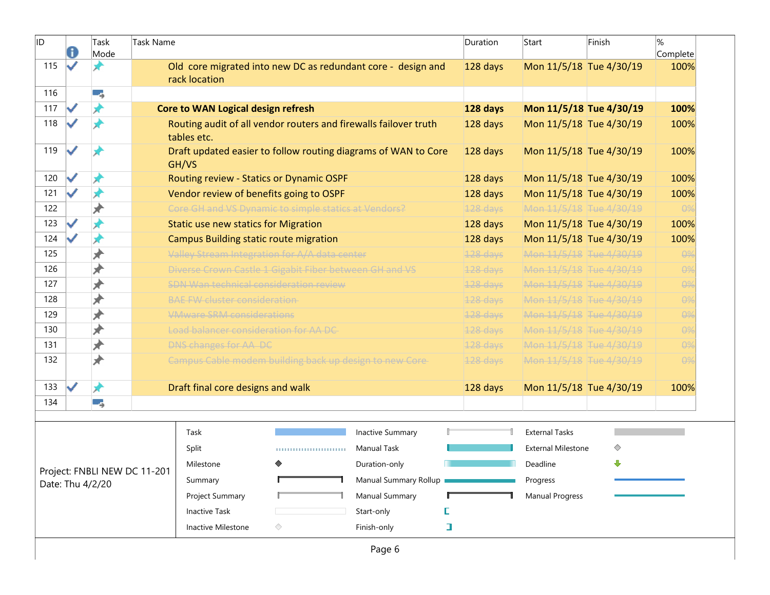| ID | Indicators | Task Mode | Task Name | Duration | Start | Finish | % Complete |
|---|---|---|---|---|---|---|---|
| 115 | ✓ | | Old core migrated into new DC as redundant core - design and rack location | 128 days | Mon 11/5/18 | Tue 4/30/19 | 100% |
| 116 | | | | | | | |
| 117 | ✓ | | **Core to WAN Logical design refresh** | **128 days** | **Mon 11/5/18** | **Tue 4/30/19** | **100%** |
| 118 | ✓ | | Routing audit of all vendor routers and firewalls failover truth tables etc. | 128 days | Mon 11/5/18 | Tue 4/30/19 | 100% |
| 119 | ✓ | | Draft updated easier to follow routing diagrams of WAN to Core GH/VS | 128 days | Mon 11/5/18 | Tue 4/30/19 | 100% |
| 120 | ✓ | | Routing review - Statics or Dynamic OSPF | 128 days | Mon 11/5/18 | Tue 4/30/19 | 100% |
| 121 | ✓ | | Vendor review of benefits going to OSPF | 128 days | Mon 11/5/18 | Tue 4/30/19 | 100% |
| 122 | | | ~~Core GH and VS Dynamic to simple statics at Vendors?~~ | ~~128 days~~ | ~~Mon 11/5/18~~ | ~~Tue 4/30/19~~ | ~~0%~~ |
| 123 | ✓ | | Static use new statics for Migration | 128 days | Mon 11/5/18 | Tue 4/30/19 | 100% |
| 124 | ✓ | | Campus Building static route migration | 128 days | Mon 11/5/18 | Tue 4/30/19 | 100% |
| 125 | | | ~~Valley Stream Integration for A/A data center~~ | ~~128 days~~ | ~~Mon 11/5/18~~ | ~~Tue 4/30/19~~ | ~~0%~~ |
| 126 | | | ~~Diverse Crown Castle 1 Gigabit Fiber between GH and VS~~ | ~~128 days~~ | ~~Mon 11/5/18~~ | ~~Tue 4/30/19~~ | ~~0%~~ |
| 127 | | | ~~SDN Wan technical consideration review~~ | ~~128 days~~ | ~~Mon 11/5/18~~ | ~~Tue 4/30/19~~ | ~~0%~~ |
| 128 | | | ~~BAE FW cluster consideration~~ | ~~128 days~~ | ~~Mon 11/5/18~~ | ~~Tue 4/30/19~~ | ~~0%~~ |
| 129 | | | ~~VMware SRM considerations~~ | ~~128 days~~ | ~~Mon 11/5/18~~ | ~~Tue 4/30/19~~ | ~~0%~~ |
| 130 | | | ~~Load balancer consideration for AA DC~~ | ~~128 days~~ | ~~Mon 11/5/18~~ | ~~Tue 4/30/19~~ | ~~0%~~ |
| 131 | | | ~~DNS changes for AA DC~~ | ~~128 days~~ | ~~Mon 11/5/18~~ | ~~Tue 4/30/19~~ | ~~0%~~ |
| 132 | | | ~~Campus Cable modem building back up design to new Core~~ | ~~128 days~~ | ~~Mon 11/5/18~~ | ~~Tue 4/30/19~~ | ~~0%~~ |
| 133 | ✓ | | Draft final core designs and walk | 128 days | Mon 11/5/18 | Tue 4/30/19 | 100% |
| 134 | | | | | | | |

Project: FNBLI NEW DC 11-201
Date: Thu 4/2/20

| | | |
|---|---|---|
| Task | Inactive Summary | External Tasks |
| Split | Manual Task | External Milestone |
| Milestone | Duration-only | Deadline |
| Summary | Manual Summary Rollup | Progress |
| Project Summary | Manual Summary | Manual Progress |
| Inactive Task | Start-only | |
| Inactive Milestone | Finish-only | |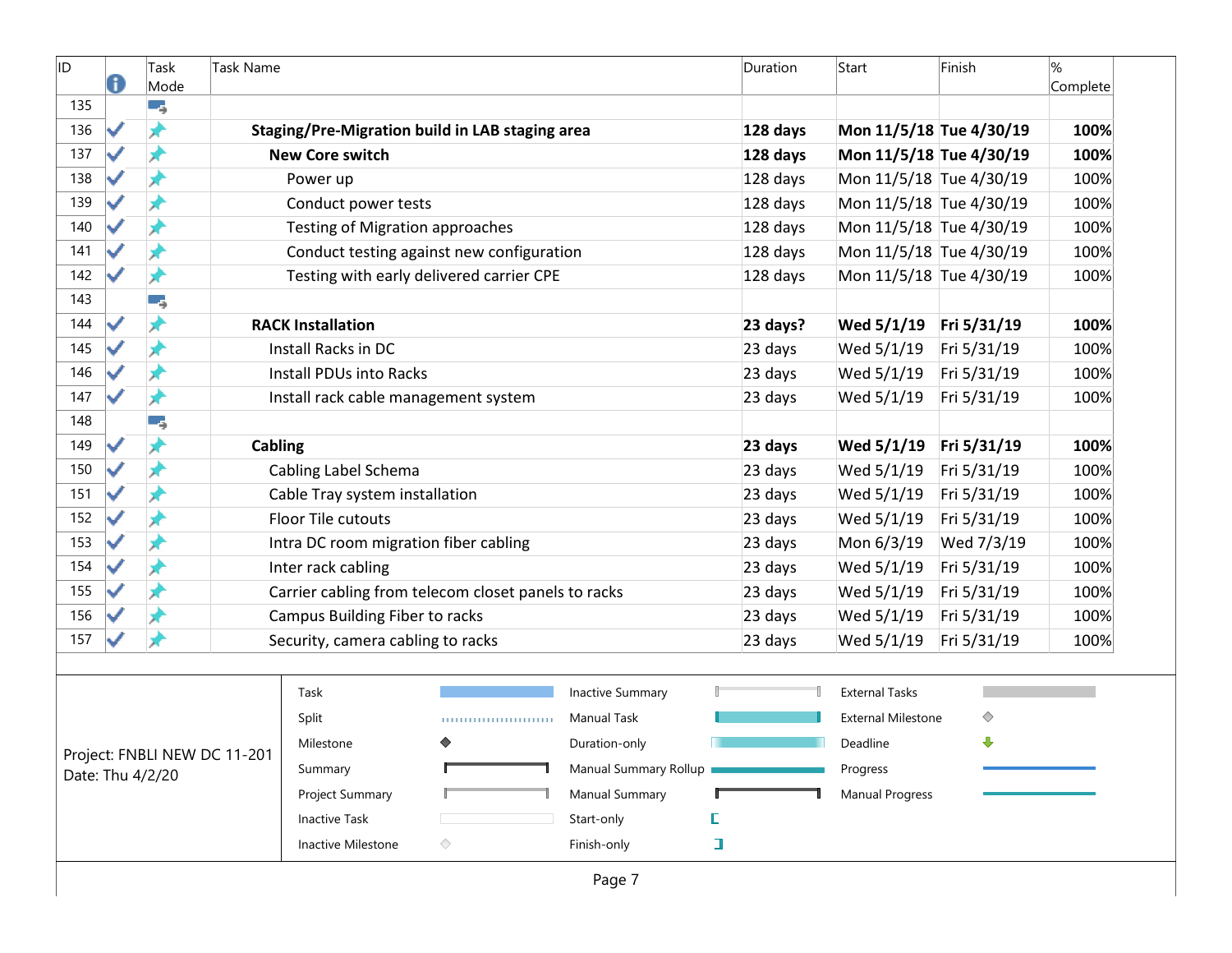| ID | | Task Mode | Task Name | Duration | Start | Finish | % Complete |
|---|---|---|---|---|---|---|---|
| 135 | | | | | | | |
| 136 | ✓ | | **Staging/Pre-Migration build in LAB staging area** | **128 days** | **Mon 11/5/18** | **Tue 4/30/19** | **100%** |
| 137 | ✓ | | **New Core switch** | **128 days** | **Mon 11/5/18** | **Tue 4/30/19** | **100%** |
| 138 | ✓ | | Power up | 128 days | Mon 11/5/18 | Tue 4/30/19 | 100% |
| 139 | ✓ | | Conduct power tests | 128 days | Mon 11/5/18 | Tue 4/30/19 | 100% |
| 140 | ✓ | | Testing of Migration approaches | 128 days | Mon 11/5/18 | Tue 4/30/19 | 100% |
| 141 | ✓ | | Conduct testing against new configuration | 128 days | Mon 11/5/18 | Tue 4/30/19 | 100% |
| 142 | ✓ | | Testing with early delivered carrier CPE | 128 days | Mon 11/5/18 | Tue 4/30/19 | 100% |
| 143 | | | | | | | |
| 144 | ✓ | | **RACK Installation** | **23 days?** | **Wed 5/1/19** | **Fri 5/31/19** | **100%** |
| 145 | ✓ | | Install Racks in DC | 23 days | Wed 5/1/19 | Fri 5/31/19 | 100% |
| 146 | ✓ | | Install PDUs into Racks | 23 days | Wed 5/1/19 | Fri 5/31/19 | 100% |
| 147 | ✓ | | Install rack cable management system | 23 days | Wed 5/1/19 | Fri 5/31/19 | 100% |
| 148 | | | | | | | |
| 149 | ✓ | | **Cabling** | **23 days** | **Wed 5/1/19** | **Fri 5/31/19** | **100%** |
| 150 | ✓ | | Cabling Label Schema | 23 days | Wed 5/1/19 | Fri 5/31/19 | 100% |
| 151 | ✓ | | Cable Tray system installation | 23 days | Wed 5/1/19 | Fri 5/31/19 | 100% |
| 152 | ✓ | | Floor Tile cutouts | 23 days | Wed 5/1/19 | Fri 5/31/19 | 100% |
| 153 | ✓ | | Intra DC room migration fiber cabling | 23 days | Mon 6/3/19 | Wed 7/3/19 | 100% |
| 154 | ✓ | | Inter rack cabling | 23 days | Wed 5/1/19 | Fri 5/31/19 | 100% |
| 155 | ✓ | | Carrier cabling from telecom closet panels to racks | 23 days | Wed 5/1/19 | Fri 5/31/19 | 100% |
| 156 | ✓ | | Campus Building Fiber to racks | 23 days | Wed 5/1/19 | Fri 5/31/19 | 100% |
| 157 | ✓ | | Security, camera cabling to racks | 23 days | Wed 5/1/19 | Fri 5/31/19 | 100% |

Project: FNBLI NEW DC 11-201
Date: Thu 4/2/20

| | | |
|---|---|---|
| Task | Inactive Summary | External Tasks |
| Split | Manual Task | External Milestone |
| Milestone | Duration-only | Deadline |
| Summary | Manual Summary Rollup | Progress |
| Project Summary | Manual Summary | Manual Progress |
| Inactive Task | Start-only | |
| Inactive Milestone | Finish-only | |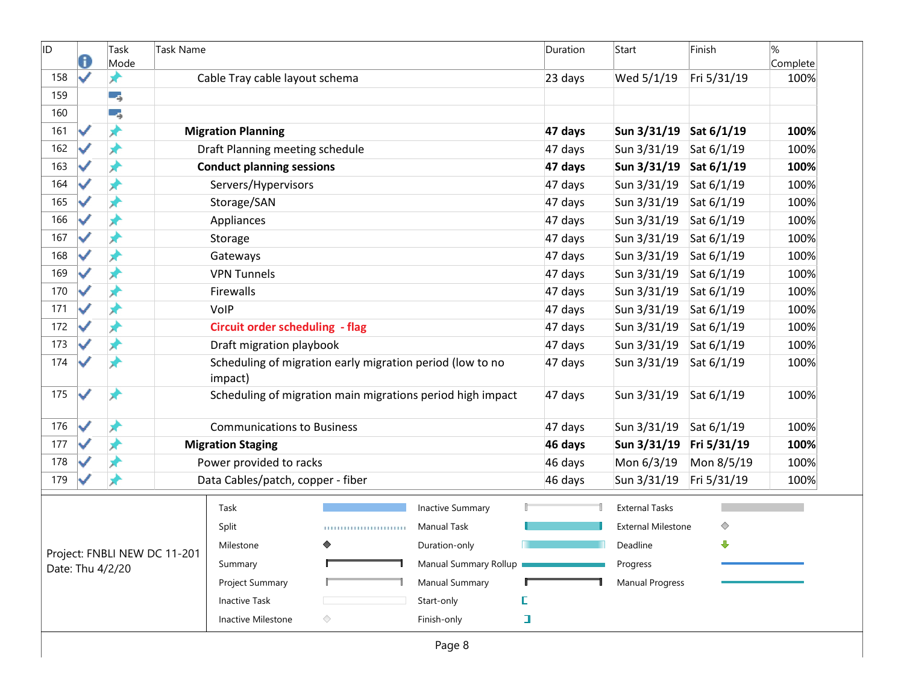| ID | Task Mode | Task Name | Duration | Start | Finish | % Complete |
|---|---|---|---|---|---|---|
| 158 | | Cable Tray cable layout schema | 23 days | Wed 5/1/19 | Fri 5/31/19 | 100% |
| 159 | | | | | | |
| 160 | | | | | | |
| 161 | | **Migration Planning** | **47 days** | **Sun 3/31/19** | **Sat 6/1/19** | **100%** |
| 162 | | Draft Planning meeting schedule | 47 days | Sun 3/31/19 | Sat 6/1/19 | 100% |
| 163 | | **Conduct planning sessions** | **47 days** | **Sun 3/31/19** | **Sat 6/1/19** | **100%** |
| 164 | | Servers/Hypervisors | 47 days | Sun 3/31/19 | Sat 6/1/19 | 100% |
| 165 | | Storage/SAN | 47 days | Sun 3/31/19 | Sat 6/1/19 | 100% |
| 166 | | Appliances | 47 days | Sun 3/31/19 | Sat 6/1/19 | 100% |
| 167 | | Storage | 47 days | Sun 3/31/19 | Sat 6/1/19 | 100% |
| 168 | | Gateways | 47 days | Sun 3/31/19 | Sat 6/1/19 | 100% |
| 169 | | VPN Tunnels | 47 days | Sun 3/31/19 | Sat 6/1/19 | 100% |
| 170 | | Firewalls | 47 days | Sun 3/31/19 | Sat 6/1/19 | 100% |
| 171 | | VoIP | 47 days | Sun 3/31/19 | Sat 6/1/19 | 100% |
| 172 | | **Circuit order scheduling - flag** | 47 days | Sun 3/31/19 | Sat 6/1/19 | 100% |
| 173 | | Draft migration playbook | 47 days | Sun 3/31/19 | Sat 6/1/19 | 100% |
| 174 | | Scheduling of migration early migration period (low to no impact) | 47 days | Sun 3/31/19 | Sat 6/1/19 | 100% |
| 175 | | Scheduling of migration main migrations period high impact | 47 days | Sun 3/31/19 | Sat 6/1/19 | 100% |
| 176 | | Communications to Business | 47 days | Sun 3/31/19 | Sat 6/1/19 | 100% |
| 177 | | **Migration Staging** | **46 days** | **Sun 3/31/19** | **Fri 5/31/19** | **100%** |
| 178 | | Power provided to racks | 46 days | Mon 6/3/19 | Mon 8/5/19 | 100% |
| 179 | | Data Cables/patch, copper - fiber | 46 days | Sun 3/31/19 | Fri 5/31/19 | 100% |

Project: FNBLI NEW DC 11-201
Date: Thu 4/2/20

| | | |
|---|---|---|
| Task | Inactive Summary | External Tasks |
| Split | Manual Task | External Milestone |
| Milestone | Duration-only | Deadline |
| Summary | Manual Summary Rollup | Progress |
| Project Summary | Manual Summary | Manual Progress |
| Inactive Task | Start-only | |
| Inactive Milestone | Finish-only | |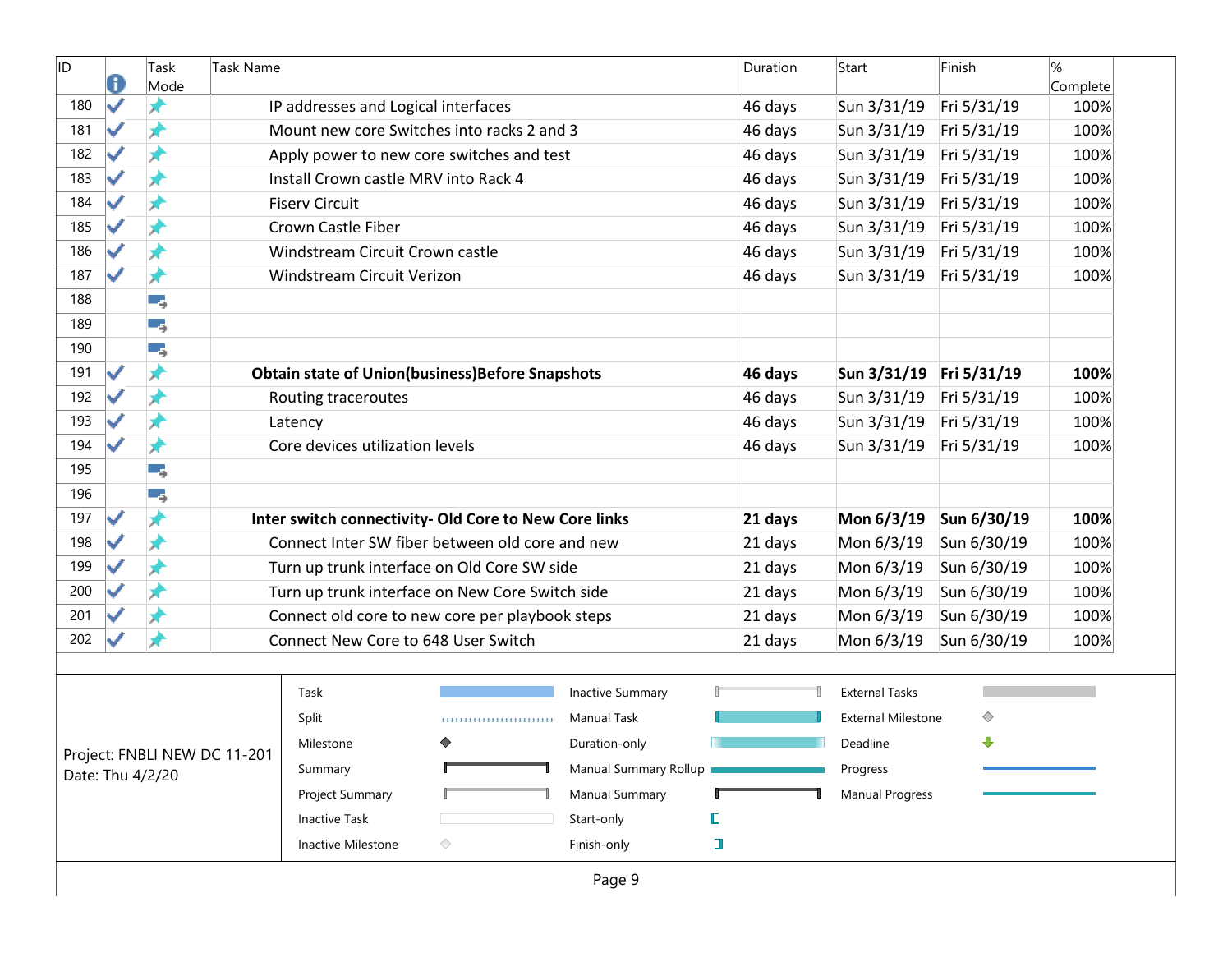| ID | Indicators | Task Mode | Task Name | Duration | Start | Finish | % Complete |
|---|---|---|---|---|---|---|---|
| 180 | ✓ | | IP addresses and Logical interfaces | 46 days | Sun 3/31/19 | Fri 5/31/19 | 100% |
| 181 | ✓ | | Mount new core Switches into racks 2 and 3 | 46 days | Sun 3/31/19 | Fri 5/31/19 | 100% |
| 182 | ✓ | | Apply power to new core switches and test | 46 days | Sun 3/31/19 | Fri 5/31/19 | 100% |
| 183 | ✓ | | Install Crown castle MRV into Rack 4 | 46 days | Sun 3/31/19 | Fri 5/31/19 | 100% |
| 184 | ✓ | | Fiserv Circuit | 46 days | Sun 3/31/19 | Fri 5/31/19 | 100% |
| 185 | ✓ | | Crown Castle Fiber | 46 days | Sun 3/31/19 | Fri 5/31/19 | 100% |
| 186 | ✓ | | Windstream Circuit Crown castle | 46 days | Sun 3/31/19 | Fri 5/31/19 | 100% |
| 187 | ✓ | | Windstream Circuit Verizon | 46 days | Sun 3/31/19 | Fri 5/31/19 | 100% |
| 188 | | | | | | | |
| 189 | | | | | | | |
| 190 | | | | | | | |
| 191 | ✓ | | **Obtain state of Union(business)Before Snapshots** | **46 days** | **Sun 3/31/19** | **Fri 5/31/19** | **100%** |
| 192 | ✓ | | Routing traceroutes | 46 days | Sun 3/31/19 | Fri 5/31/19 | 100% |
| 193 | ✓ | | Latency | 46 days | Sun 3/31/19 | Fri 5/31/19 | 100% |
| 194 | ✓ | | Core devices utilization levels | 46 days | Sun 3/31/19 | Fri 5/31/19 | 100% |
| 195 | | | | | | | |
| 196 | | | | | | | |
| 197 | ✓ | | **Inter switch connectivity- Old Core to New Core links** | **21 days** | **Mon 6/3/19** | **Sun 6/30/19** | **100%** |
| 198 | ✓ | | Connect Inter SW fiber between old core and new | 21 days | Mon 6/3/19 | Sun 6/30/19 | 100% |
| 199 | ✓ | | Turn up trunk interface on Old Core SW side | 21 days | Mon 6/3/19 | Sun 6/30/19 | 100% |
| 200 | ✓ | | Turn up trunk interface on New Core Switch side | 21 days | Mon 6/3/19 | Sun 6/30/19 | 100% |
| 201 | ✓ | | Connect old core to new core per playbook steps | 21 days | Mon 6/3/19 | Sun 6/30/19 | 100% |
| 202 | ✓ | | Connect New Core to 648 User Switch | 21 days | Mon 6/3/19 | Sun 6/30/19 | 100% |

Project: FNBLI NEW DC 11-201
Date: Thu 4/2/20

| | | |
|---|---|---|
| Task | Inactive Summary | External Tasks |
| Split | Manual Task | External Milestone |
| Milestone | Duration-only | Deadline |
| Summary | Manual Summary Rollup | Progress |
| Project Summary | Manual Summary | Manual Progress |
| Inactive Task | Start-only | |
| Inactive Milestone | Finish-only | |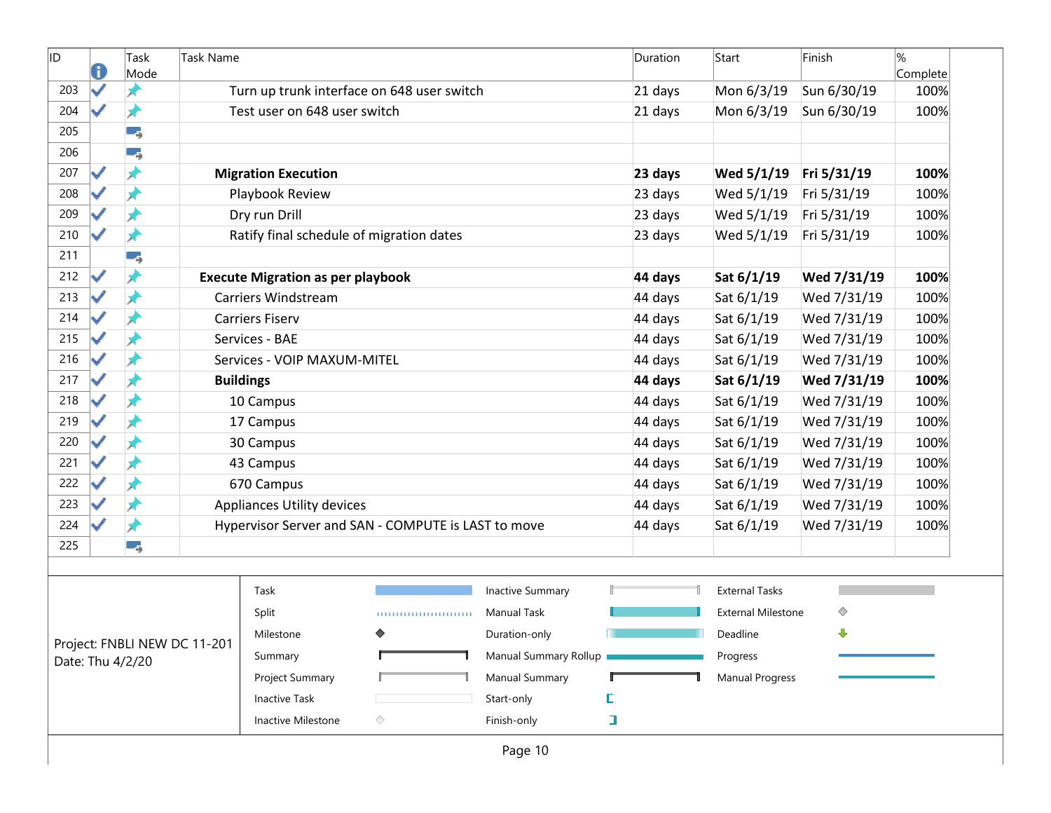| ID | Info | Task Mode | Task Name | Duration | Start | Finish | % Complete |
|---|---|---|---|---|---|---|---|
| 203 | ✓ | | Turn up trunk interface on 648 user switch | 21 days | Mon 6/3/19 | Sun 6/30/19 | 100% |
| 204 | ✓ | | Test user on 648 user switch | 21 days | Mon 6/3/19 | Sun 6/30/19 | 100% |
| 205 | | | | | | | |
| 206 | | | | | | | |
| 207 | ✓ | | **Migration Execution** | **23 days** | **Wed 5/1/19** | **Fri 5/31/19** | **100%** |
| 208 | ✓ | | Playbook Review | 23 days | Wed 5/1/19 | Fri 5/31/19 | 100% |
| 209 | ✓ | | Dry run Drill | 23 days | Wed 5/1/19 | Fri 5/31/19 | 100% |
| 210 | ✓ | | Ratify final schedule of migration dates | 23 days | Wed 5/1/19 | Fri 5/31/19 | 100% |
| 211 | | | | | | | |
| 212 | ✓ | | **Execute Migration as per playbook** | **44 days** | **Sat 6/1/19** | **Wed 7/31/19** | **100%** |
| 213 | ✓ | | Carriers Windstream | 44 days | Sat 6/1/19 | Wed 7/31/19 | 100% |
| 214 | ✓ | | Carriers Fiserv | 44 days | Sat 6/1/19 | Wed 7/31/19 | 100% |
| 215 | ✓ | | Services - BAE | 44 days | Sat 6/1/19 | Wed 7/31/19 | 100% |
| 216 | ✓ | | Services - VOIP MAXUM-MITEL | 44 days | Sat 6/1/19 | Wed 7/31/19 | 100% |
| 217 | ✓ | | **Buildings** | **44 days** | **Sat 6/1/19** | **Wed 7/31/19** | **100%** |
| 218 | ✓ | | 10 Campus | 44 days | Sat 6/1/19 | Wed 7/31/19 | 100% |
| 219 | ✓ | | 17 Campus | 44 days | Sat 6/1/19 | Wed 7/31/19 | 100% |
| 220 | ✓ | | 30 Campus | 44 days | Sat 6/1/19 | Wed 7/31/19 | 100% |
| 221 | ✓ | | 43 Campus | 44 days | Sat 6/1/19 | Wed 7/31/19 | 100% |
| 222 | ✓ | | 670 Campus | 44 days | Sat 6/1/19 | Wed 7/31/19 | 100% |
| 223 | ✓ | | Appliances Utility devices | 44 days | Sat 6/1/19 | Wed 7/31/19 | 100% |
| 224 | ✓ | | Hypervisor Server and SAN - COMPUTE is LAST to move | 44 days | Sat 6/1/19 | Wed 7/31/19 | 100% |
| 225 | | | | | | | |

Project: FNBLI NEW DC 11-201
Date: Thu 4/2/20

| | | |
|---|---|---|
| Task | Inactive Summary | External Tasks |
| Split | Manual Task | External Milestone |
| Milestone | Duration-only | Deadline |
| Summary | Manual Summary Rollup | Progress |
| Project Summary | Manual Summary | Manual Progress |
| Inactive Task | Start-only | |
| Inactive Milestone | Finish-only | |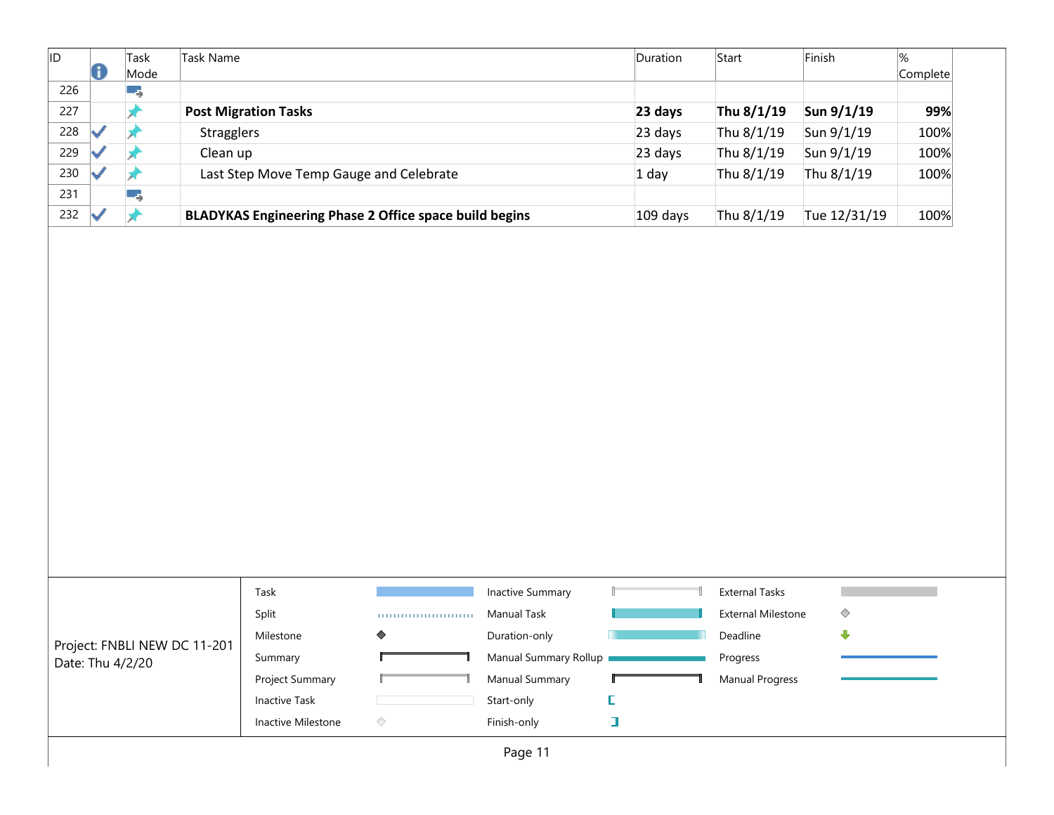| ID | Indicators | Task Mode | Task Name | Duration | Start | Finish | % Complete |
|---|---|---|---|---|---|---|---|
| 226 | | | | | | | |
| 227 | | | **Post Migration Tasks** | **23 days** | **Thu 8/1/19** | **Sun 9/1/19** | **99%** |
| 228 | | | Stragglers | 23 days | Thu 8/1/19 | Sun 9/1/19 | 100% |
| 229 | | | Clean up | 23 days | Thu 8/1/19 | Sun 9/1/19 | 100% |
| 230 | | | Last Step Move Temp Gauge and Celebrate | 1 day | Thu 8/1/19 | Thu 8/1/19 | 100% |
| 231 | | | | | | | |
| 232 | | | **BLADYKAS Engineering Phase 2 Office space build begins** | 109 days | Thu 8/1/19 | Tue 12/31/19 | 100% |

Project: FNBLI NEW DC 11-201
Date: Thu 4/2/20

Task
Split
Milestone
Summary
Project Summary
Inactive Task
Inactive Milestone
Inactive Summary
Manual Task
Duration-only
Manual Summary Rollup
Manual Summary
Start-only
Finish-only
External Tasks
External Milestone
Deadline
Progress
Manual Progress